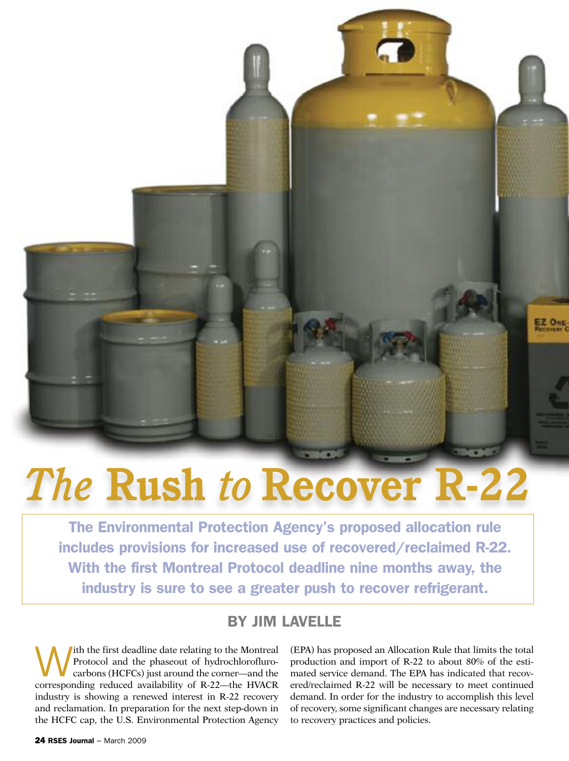# *The* Rush *to* Recover R-22

**The Environmental Protection Agency's proposed allocation rule includes provisions for increased use of recovered/reclaimed R-22. With the first Montreal Protocol deadline nine months away, the industry is sure to see a greater push to recover refrigerant.**

## BY JIM LAVELLE

With the first deadline date relating to the Montreal Protocol and the phaseout of hydrochloroflurocarbons (HCFCs) just around the corner—and the corresponding reduced availability of R-22—the HVACR industry is showing a renewed interest in R-22 recovery and reclamation. In preparation for the next step-down in the HCFC cap, the U.S. Environmental Protection Agency (EPA) has proposed an Allocation Rule that limits the total production and import of R-22 to about 80% of the estimated service demand. The EPA has indicated that recovered/reclaimed R-22 will be necessary to meet continued demand. In order for the industry to accomplish this level of recovery, some significant changes are necessary relating to recovery practices and policies.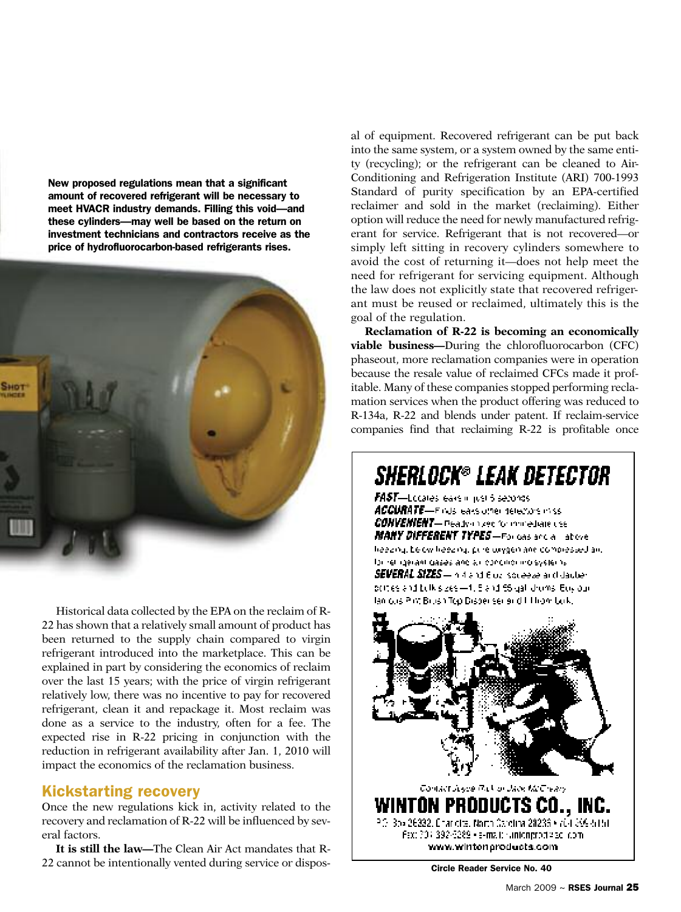New proposed regulations mean that a significant amount of recovered refrigerant will be necessary to meet HVACR industry demands. Filling this void—and these cylinders—may well be based on the return on investment technicians and contractors receive as the price of hydrofluorocarbon-based refrigerants rises.

Historical data collected by the EPA on the reclaim of R-22 has shown that a relatively small amount of product has been returned to the supply chain compared to virgin refrigerant introduced into the marketplace. This can be explained in part by considering the economics of reclaim over the last 15 years; with the price of virgin refrigerant relatively low, there was no incentive to pay for recovered refrigerant, clean it and repackage it. Most reclaim was done as a service to the industry, often for a fee. The expected rise in R-22 pricing in conjunction with the reduction in refrigerant availability after Jan. 1, 2010 will impact the economics of the reclamation business.

## Kickstarting recovery

Once the new regulations kick in, activity related to the recovery and reclamation of R-22 will be influenced by several factors.

**It is still the law—**The Clean Air Act mandates that R-22 cannot be intentionally vented during service or disposal of equipment. Recovered refrigerant can be put back into the same system, or a system owned by the same entity (recycling); or the refrigerant can be cleaned to Air-Conditioning and Refrigeration Institute (ARI) 700-1993 Standard of purity specification by an EPA-certified reclaimer and sold in the market (reclaiming). Either option will reduce the need for newly manufactured refrigerant for service. Refrigerant that is not recovered—or simply left sitting in recovery cylinders somewhere to avoid the cost of returning it—does not help meet the need for refrigerant for servicing equipment. Although the law does not explicitly state that recovered refrigerant must be reused or reclaimed, ultimately this is the goal of the regulation.

**Reclamation of R-22 is becoming an economically viable business—**During the chlorofluorocarbon (CFC) phaseout, more reclamation companies were in operation because the resale value of reclaimed CFCs made it profitable. Many of these companies stopped performing reclamation services when the product offering was reduced to R-134a, R-22 and blends under patent. If reclaim-service companies find that reclaiming R-22 is profitable once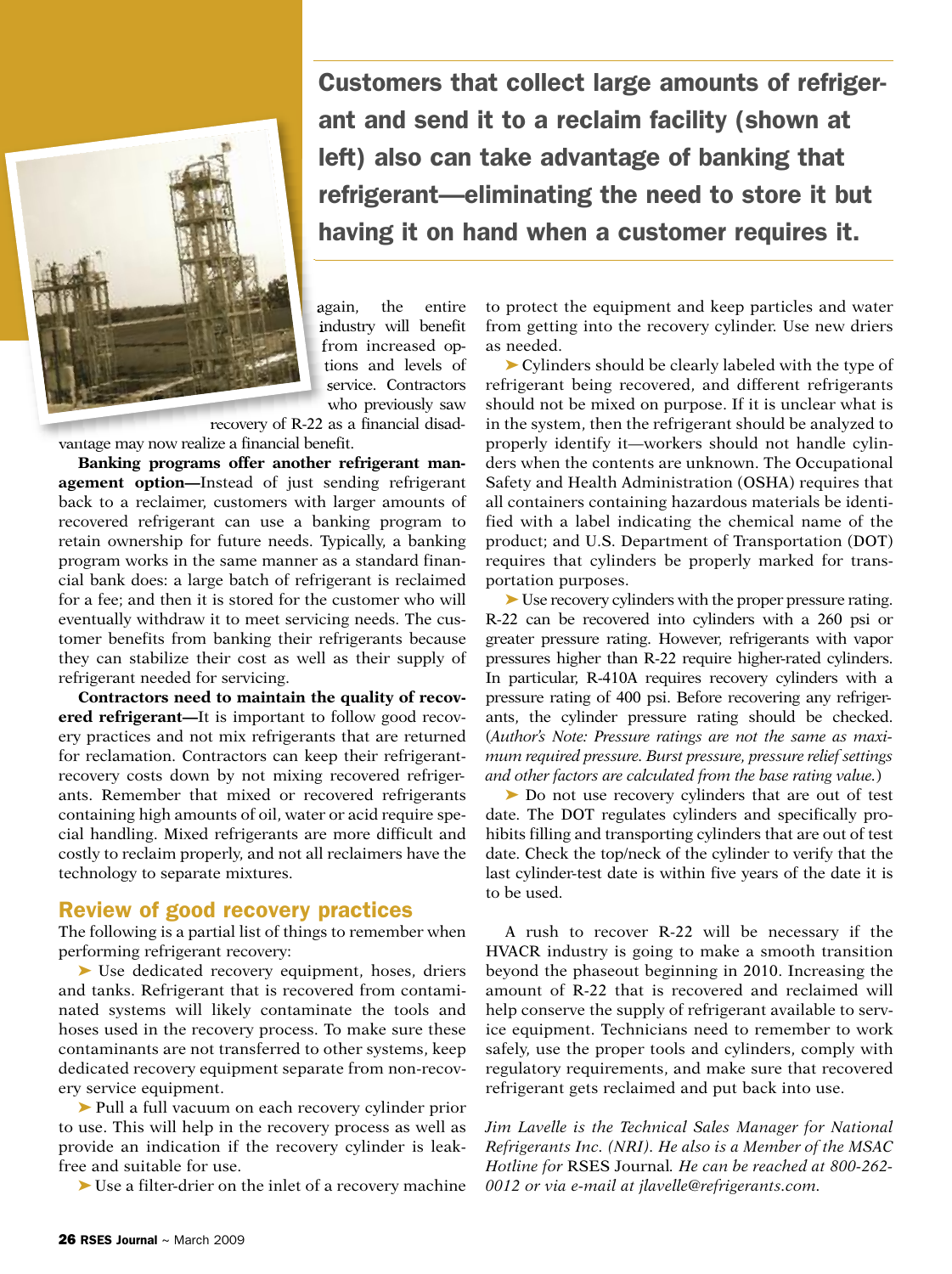**Customers that collect large amounts of refrigerant and send it to a reclaim facility (shown at left) also can take advantage of banking that refrigerant—eliminating the need to store it but having it on hand when a customer requires it.**

again, the entire industry will benefit from increased options and levels of service. Contractors who previously saw recovery of R-22 as a financial disadvantage may now realize a financial benefit.

**Banking programs offer another refrigerant management option—**Instead of just sending refrigerant back to a reclaimer, customers with larger amounts of recovered refrigerant can use a banking program to retain ownership for future needs. Typically, a banking program works in the same manner as a standard financial bank does: a large batch of refrigerant is reclaimed for a fee; and then it is stored for the customer who will eventually withdraw it to meet servicing needs. The customer benefits from banking their refrigerants because they can stabilize their cost as well as their supply of refrigerant needed for servicing.

**Contractors need to maintain the quality of recovered refrigerant—**It is important to follow good recovery practices and not mix refrigerants that are returned for reclamation. Contractors can keep their refrigerant-recovery costs down by not mixing recovered refrigerants. Remember that mixed or recovered refrigerants containing high amounts of oil, water or acid require special handling. Mixed refrigerants are more difficult and costly to reclaim properly, and not all reclaimers have the technology to separate mixtures.

## Review of good recovery practices

The following is a partial list of things to remember when performing refrigerant recovery:

➤ Use dedicated recovery equipment, hoses, driers and tanks. Refrigerant that is recovered from contaminated systems will likely contaminate the tools and hoses used in the recovery process. To make sure these contaminants are not transferred to other systems, keep dedicated recovery equipment separate from non-recovery service equipment.

➤ Pull a full vacuum on each recovery cylinder prior to use. This will help in the recovery process as well as provide an indication if the recovery cylinder is leak-free and suitable for use.

➤ Use a filter-drier on the inlet of a recovery machine to protect the equipment and keep particles and water from getting into the recovery cylinder. Use new driers as needed.

➤ Cylinders should be clearly labeled with the type of refrigerant being recovered, and different refrigerants should not be mixed on purpose. If it is unclear what is in the system, then the refrigerant should be analyzed to properly identify it—workers should not handle cylinders when the contents are unknown. The Occupational Safety and Health Administration (OSHA) requires that all containers containing hazardous materials be identified with a label indicating the chemical name of the product; and U.S. Department of Transportation (DOT) requires that cylinders be properly marked for transportation purposes.

➤ Use recovery cylinders with the proper pressure rating. R-22 can be recovered into cylinders with a 260 psi or greater pressure rating. However, refrigerants with vapor pressures higher than R-22 require higher-rated cylinders. In particular, R-410A requires recovery cylinders with a pressure rating of 400 psi. Before recovering any refrigerants, the cylinder pressure rating should be checked. (*Author's Note: Pressure ratings are not the same as maximum required pressure. Burst pressure, pressure relief settings and other factors are calculated from the base rating value.*)

➤ Do not use recovery cylinders that are out of test date. The DOT regulates cylinders and specifically prohibits filling and transporting cylinders that are out of test date. Check the top/neck of the cylinder to verify that the last cylinder-test date is within five years of the date it is to be used.

A rush to recover R-22 will be necessary if the HVACR industry is going to make a smooth transition beyond the phaseout beginning in 2010. Increasing the amount of R-22 that is recovered and reclaimed will help conserve the supply of refrigerant available to service equipment. Technicians need to remember to work safely, use the proper tools and cylinders, comply with regulatory requirements, and make sure that recovered refrigerant gets reclaimed and put back into use.

*Jim Lavelle is the Technical Sales Manager for National Refrigerants Inc. (NRI). He also is a Member of the MSAC Hotline for* RSES Journal*. He can be reached at 800-262-0012 or via e-mail at jlavelle@refrigerants.com.*